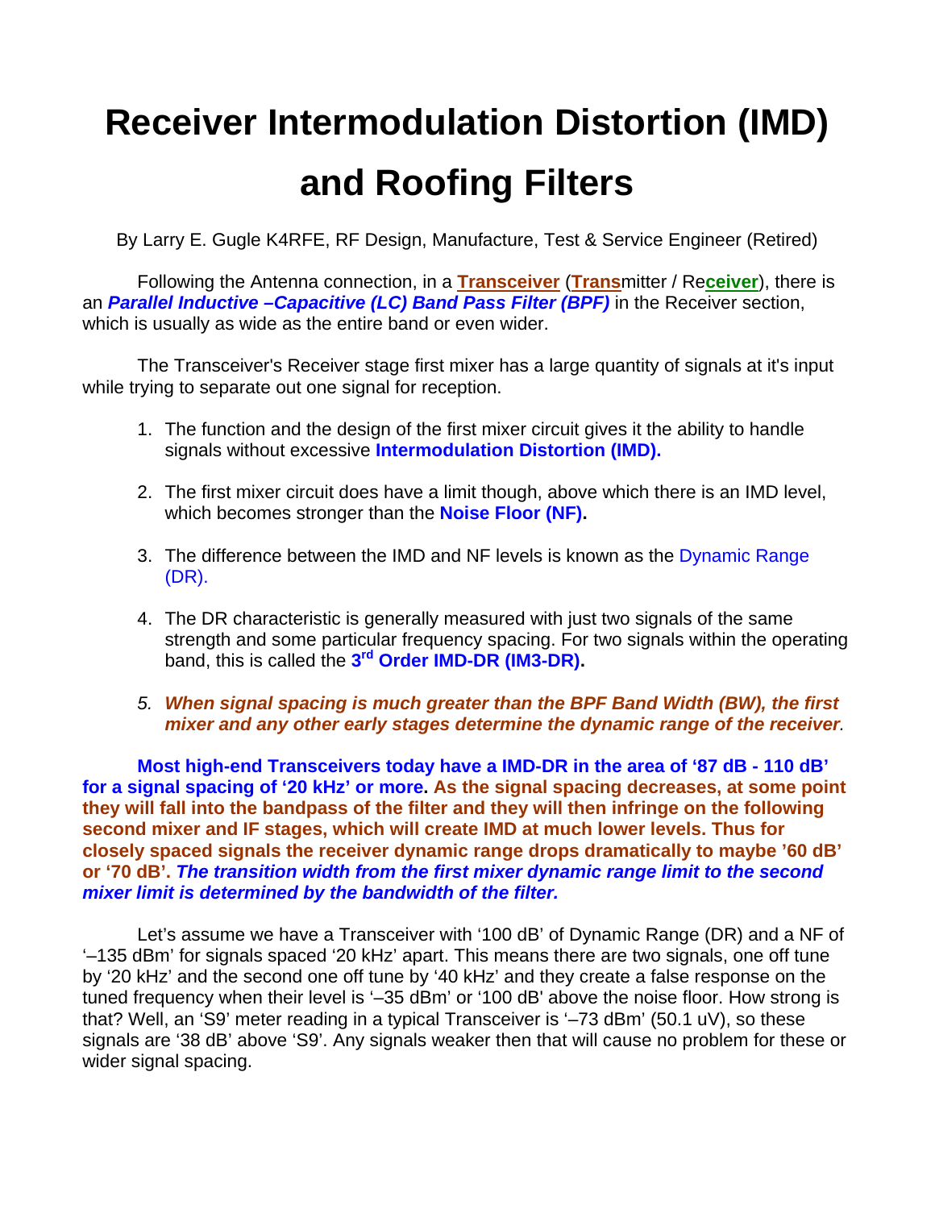# Receiver Intermodulation Distortion (IMD) and Roofing Filters

By Larry E. Gugle K4RFE, RF Design, Manufacture, Test & Service Engineer (Retired)

Following the Antenna connection, in a **Transceiver** (**Trans**mitter / Re**ceiver**), there is an ***Parallel Inductive –Capacitive (LC) Band Pass Filter (BPF)*** in the Receiver section, which is usually as wide as the entire band or even wider.

The Transceiver's Receiver stage first mixer has a large quantity of signals at it's input while trying to separate out one signal for reception.

1. The function and the design of the first mixer circuit gives it the ability to handle signals without excessive **Intermodulation Distortion (IMD).**

2. The first mixer circuit does have a limit though, above which there is an IMD level, which becomes stronger than the **Noise Floor (NF).**

3. The difference between the IMD and NF levels is known as the Dynamic Range (DR).

4. The DR characteristic is generally measured with just two signals of the same strength and some particular frequency spacing. For two signals within the operating band, this is called the **3rd Order IMD-DR (IM3-DR).**

5. ***When signal spacing is much greater than the BPF Band Width (BW), the first mixer and any other early stages determine the dynamic range of the receiver****.*

**Most high-end Transceivers today have a IMD-DR in the area of '87 dB - 110 dB' for a signal spacing of '20 kHz' or more. As the signal spacing decreases, at some point they will fall into the bandpass of the filter and they will then infringe on the following second mixer and IF stages, which will create IMD at much lower levels. Thus for closely spaced signals the receiver dynamic range drops dramatically to maybe '60 dB' or '70 dB'.** ***The transition width from the first mixer dynamic range limit to the second mixer limit is determined by the bandwidth of the filter.***

Let's assume we have a Transceiver with '100 dB' of Dynamic Range (DR) and a NF of '–135 dBm' for signals spaced '20 kHz' apart. This means there are two signals, one off tune by '20 kHz' and the second one off tune by '40 kHz' and they create a false response on the tuned frequency when their level is '–35 dBm' or '100 dB' above the noise floor. How strong is that? Well, an 'S9' meter reading in a typical Transceiver is '–73 dBm' (50.1 uV), so these signals are '38 dB' above 'S9'. Any signals weaker then that will cause no problem for these or wider signal spacing.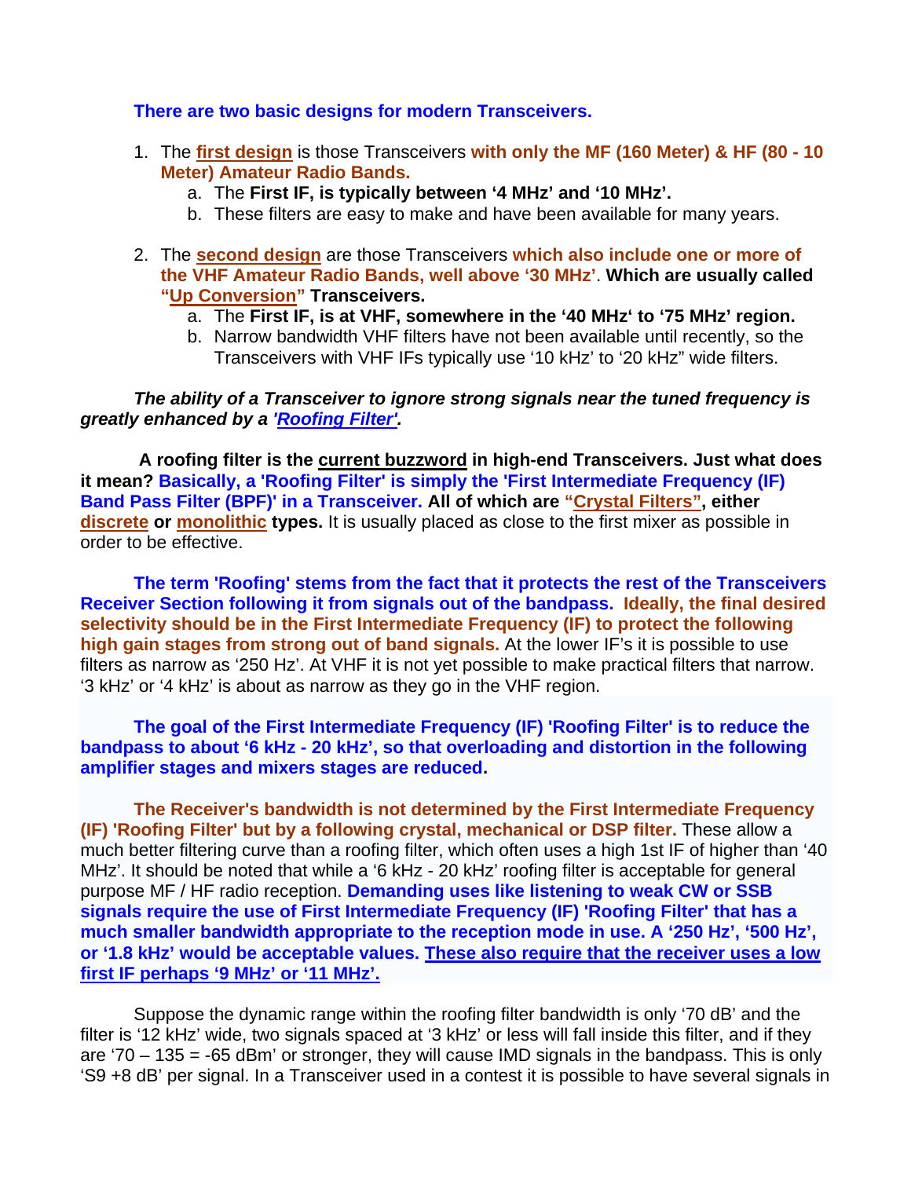**There are two basic designs for modern Transceivers.**

1. The **first design** is those Transceivers **with only the MF (160 Meter) & HF (80 - 10 Meter) Amateur Radio Bands.**
    a. The **First IF, is typically between '4 MHz' and '10 MHz'.**
    b. These filters are easy to make and have been available for many years.

2. The **second design** are those Transceivers **which also include one or more of the VHF Amateur Radio Bands, well above '30 MHz'**. **Which are usually called "Up Conversion" Transceivers.**
    a. The **First IF, is at VHF, somewhere in the '40 MHz' to '75 MHz' region.**
    b. Narrow bandwidth VHF filters have not been available until recently, so the Transceivers with VHF IFs typically use '10 kHz' to '20 kHz" wide filters.

***The ability of a Transceiver to ignore strong signals near the tuned frequency is greatly enhanced by a 'Roofing Filter'.***

**A roofing filter is the current buzzword in high-end Transceivers. Just what does it mean? Basically, a 'Roofing Filter' is simply the 'First Intermediate Frequency (IF) Band Pass Filter (BPF)' in a Transceiver. All of which are "Crystal Filters", either discrete or monolithic types.** It is usually placed as close to the first mixer as possible in order to be effective.

**The term 'Roofing' stems from the fact that it protects the rest of the Transceivers Receiver Section following it from signals out of the bandpass. Ideally, the final desired selectivity should be in the First Intermediate Frequency (IF) to protect the following high gain stages from strong out of band signals.** At the lower IF's it is possible to use filters as narrow as '250 Hz'. At VHF it is not yet possible to make practical filters that narrow. '3 kHz' or '4 kHz' is about as narrow as they go in the VHF region.

**The goal of the First Intermediate Frequency (IF) 'Roofing Filter' is to reduce the bandpass to about '6 kHz - 20 kHz', so that overloading and distortion in the following amplifier stages and mixers stages are reduced.**

**The Receiver's bandwidth is not determined by the First Intermediate Frequency (IF) 'Roofing Filter' but by a following crystal, mechanical or DSP filter.** These allow a much better filtering curve than a roofing filter, which often uses a high 1st IF of higher than '40 MHz'. It should be noted that while a '6 kHz - 20 kHz' roofing filter is acceptable for general purpose MF / HF radio reception. **Demanding uses like listening to weak CW or SSB signals require the use of First Intermediate Frequency (IF) 'Roofing Filter' that has a much smaller bandwidth appropriate to the reception mode in use. A '250 Hz', '500 Hz', or '1.8 kHz' would be acceptable values. These also require that the receiver uses a low first IF perhaps '9 MHz' or '11 MHz'.**

Suppose the dynamic range within the roofing filter bandwidth is only '70 dB' and the filter is '12 kHz' wide, two signals spaced at '3 kHz' or less will fall inside this filter, and if they are '70 – 135 = -65 dBm' or stronger, they will cause IMD signals in the bandpass. This is only 'S9 +8 dB' per signal. In a Transceiver used in a contest it is possible to have several signals in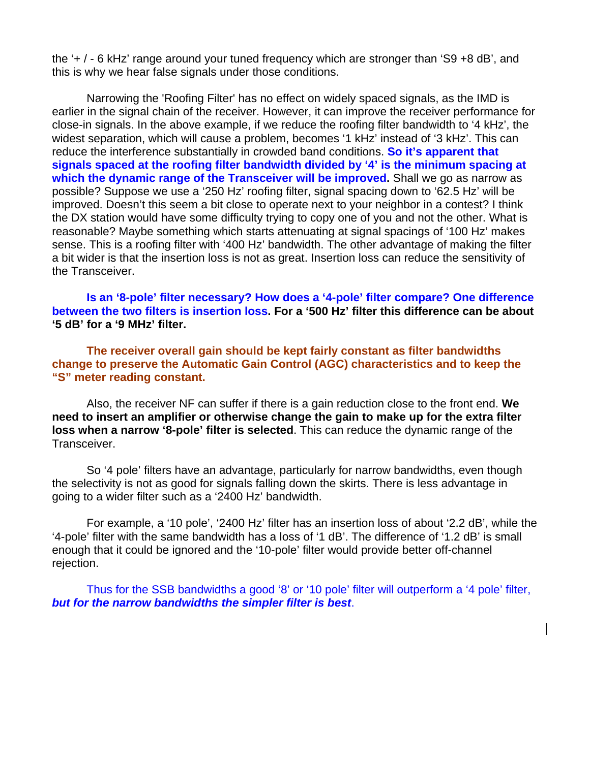the '+ / - 6 kHz' range around your tuned frequency which are stronger than 'S9 +8 dB', and this is why we hear false signals under those conditions.

Narrowing the 'Roofing Filter' has no effect on widely spaced signals, as the IMD is earlier in the signal chain of the receiver. However, it can improve the receiver performance for close-in signals. In the above example, if we reduce the roofing filter bandwidth to '4 kHz', the widest separation, which will cause a problem, becomes '1 kHz' instead of '3 kHz'. This can reduce the interference substantially in crowded band conditions. **So it's apparent that signals spaced at the roofing filter bandwidth divided by '4' is the minimum spacing at which the dynamic range of the Transceiver will be improved.** Shall we go as narrow as possible? Suppose we use a '250 Hz' roofing filter, signal spacing down to '62.5 Hz' will be improved. Doesn't this seem a bit close to operate next to your neighbor in a contest? I think the DX station would have some difficulty trying to copy one of you and not the other. What is reasonable? Maybe something which starts attenuating at signal spacings of '100 Hz' makes sense. This is a roofing filter with '400 Hz' bandwidth. The other advantage of making the filter a bit wider is that the insertion loss is not as great. Insertion loss can reduce the sensitivity of the Transceiver.

**Is an '8-pole' filter necessary? How does a '4-pole' filter compare? One difference between the two filters is insertion loss. For a '500 Hz' filter this difference can be about '5 dB' for a '9 MHz' filter.**

**The receiver overall gain should be kept fairly constant as filter bandwidths change to preserve the Automatic Gain Control (AGC) characteristics and to keep the "S" meter reading constant.**

Also, the receiver NF can suffer if there is a gain reduction close to the front end. **We need to insert an amplifier or otherwise change the gain to make up for the extra filter loss when a narrow '8-pole' filter is selected**. This can reduce the dynamic range of the Transceiver.

So '4 pole' filters have an advantage, particularly for narrow bandwidths, even though the selectivity is not as good for signals falling down the skirts. There is less advantage in going to a wider filter such as a '2400 Hz' bandwidth.

For example, a '10 pole', '2400 Hz' filter has an insertion loss of about '2.2 dB', while the '4-pole' filter with the same bandwidth has a loss of '1 dB'. The difference of '1.2 dB' is small enough that it could be ignored and the '10-pole' filter would provide better off-channel rejection.

Thus for the SSB bandwidths a good '8' or '10 pole' filter will outperform a '4 pole' filter, ***but for the narrow bandwidths the simpler filter is best***.